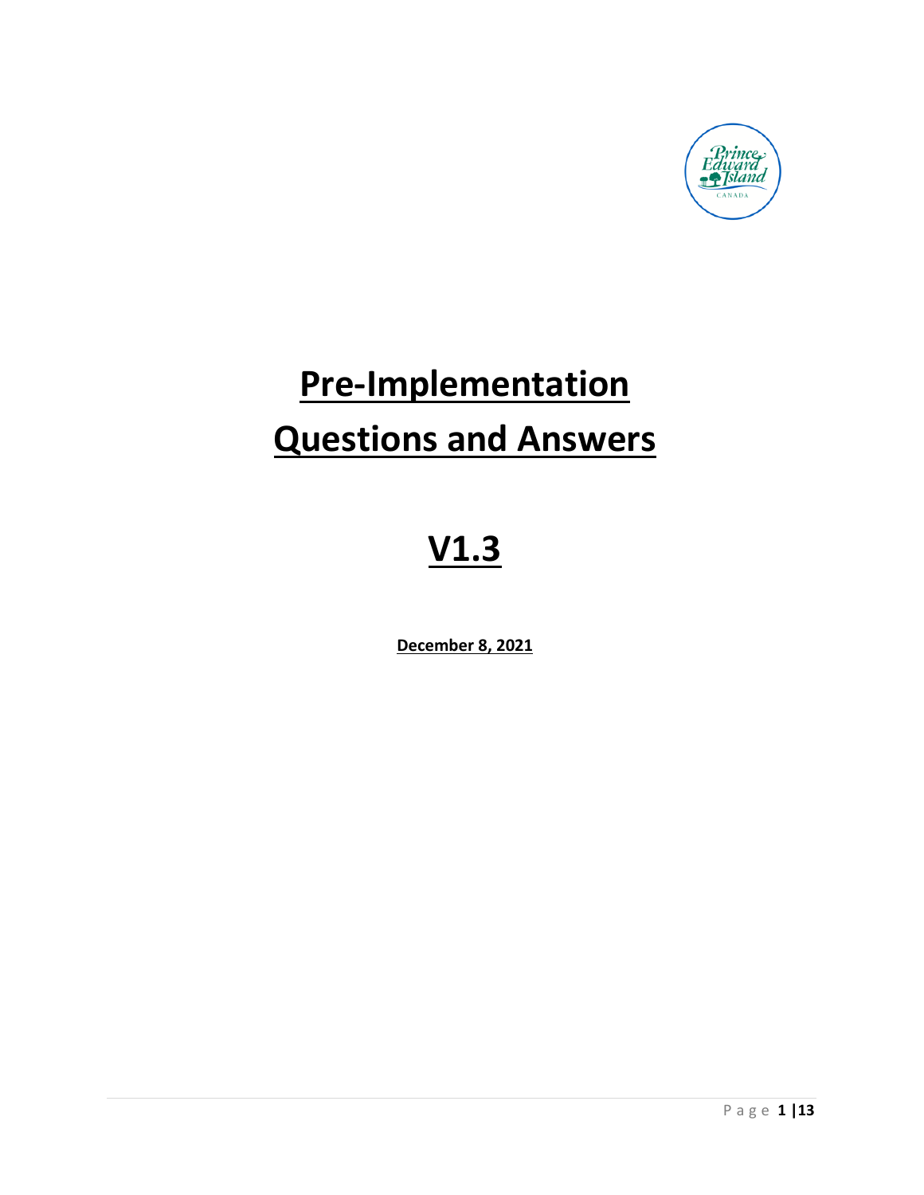# Pre-Implementation Questions and Answers

# V1.3

**December 8, 2021**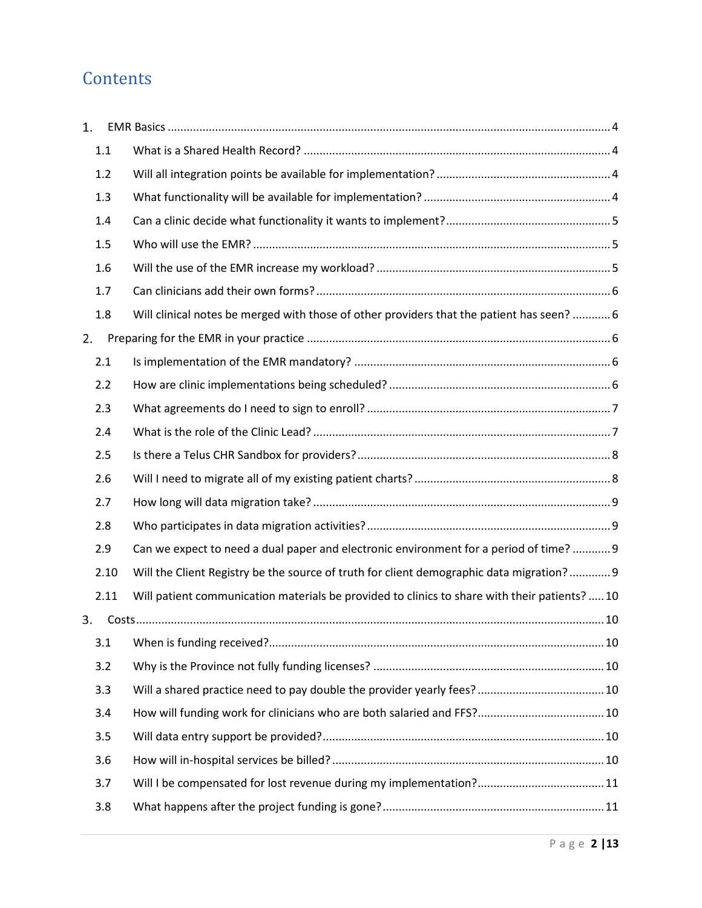# Contents

1. EMR Basics ..... 4
   - 1.1 What is a Shared Health Record? ..... 4
   - 1.2 Will all integration points be available for implementation? ..... 4
   - 1.3 What functionality will be available for implementation? ..... 4
   - 1.4 Can a clinic decide what functionality it wants to implement? ..... 5
   - 1.5 Who will use the EMR? ..... 5
   - 1.6 Will the use of the EMR increase my workload? ..... 5
   - 1.7 Can clinicians add their own forms? ..... 6
   - 1.8 Will clinical notes be merged with those of other providers that the patient has seen? ..... 6
2. Preparing for the EMR in your practice ..... 6
   - 2.1 Is implementation of the EMR mandatory? ..... 6
   - 2.2 How are clinic implementations being scheduled? ..... 6
   - 2.3 What agreements do I need to sign to enroll? ..... 7
   - 2.4 What is the role of the Clinic Lead? ..... 7
   - 2.5 Is there a Telus CHR Sandbox for providers? ..... 8
   - 2.6 Will I need to migrate all of my existing patient charts? ..... 8
   - 2.7 How long will data migration take? ..... 9
   - 2.8 Who participates in data migration activities? ..... 9
   - 2.9 Can we expect to need a dual paper and electronic environment for a period of time? ..... 9
   - 2.10 Will the Client Registry be the source of truth for client demographic data migration? ..... 9
   - 2.11 Will patient communication materials be provided to clinics to share with their patients? ..... 10
3. Costs ..... 10
   - 3.1 When is funding received? ..... 10
   - 3.2 Why is the Province not fully funding licenses? ..... 10
   - 3.3 Will a shared practice need to pay double the provider yearly fees? ..... 10
   - 3.4 How will funding work for clinicians who are both salaried and FFS? ..... 10
   - 3.5 Will data entry support be provided? ..... 10
   - 3.6 How will in-hospital services be billed? ..... 10
   - 3.7 Will I be compensated for lost revenue during my implementation? ..... 11
   - 3.8 What happens after the project funding is gone? ..... 11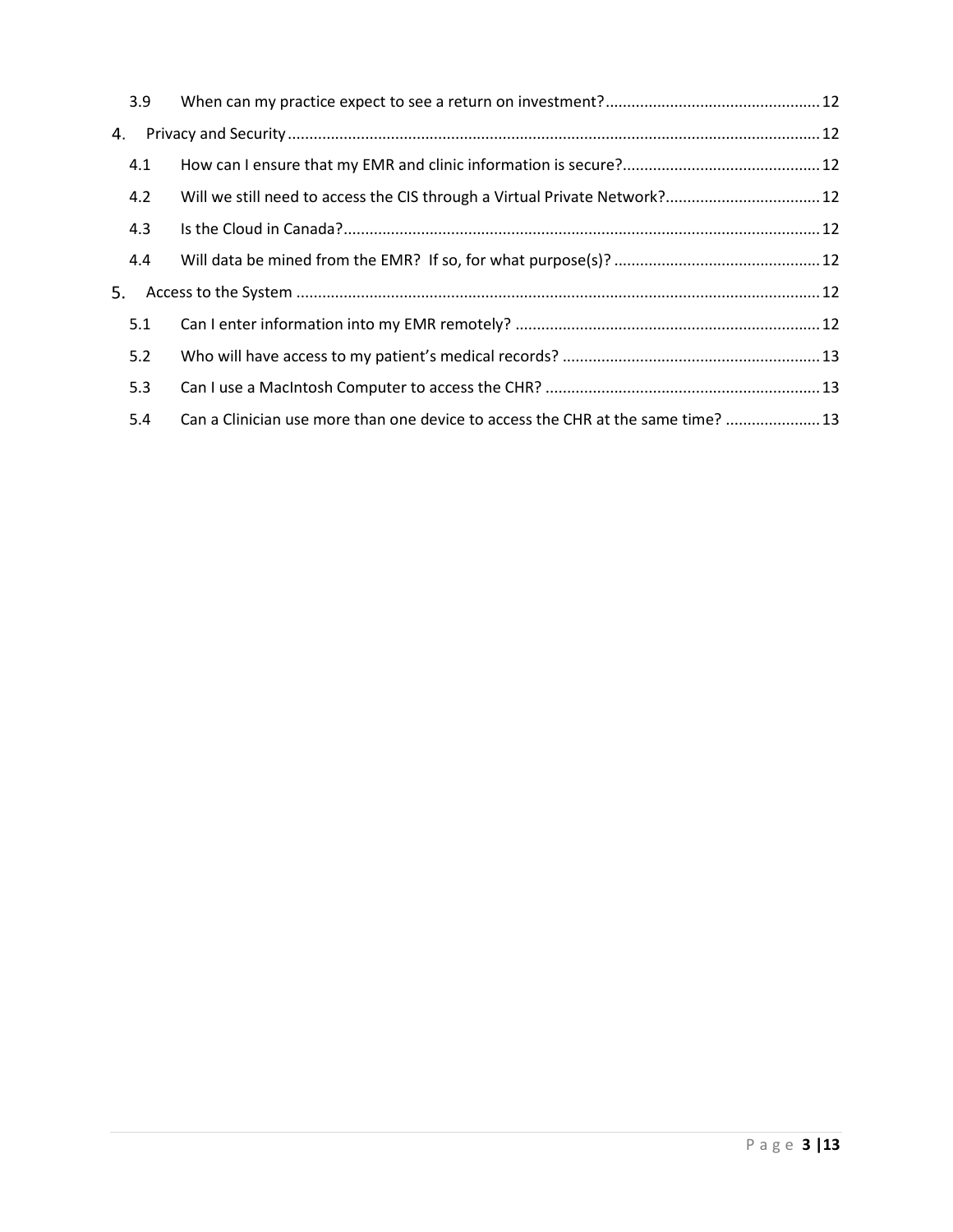3.9 When can my practice expect to see a return on investment? ........ 12

4. Privacy and Security ........ 12

4.1 How can I ensure that my EMR and clinic information is secure? ........ 12

4.2 Will we still need to access the CIS through a Virtual Private Network? ........ 12

4.3 Is the Cloud in Canada? ........ 12

4.4 Will data be mined from the EMR?  If so, for what purpose(s)? ........ 12

5. Access to the System ........ 12

5.1 Can I enter information into my EMR remotely? ........ 12

5.2 Who will have access to my patient's medical records? ........ 13

5.3 Can I use a MacIntosh Computer to access the CHR? ........ 13

5.4 Can a Clinician use more than one device to access the CHR at the same time? ........ 13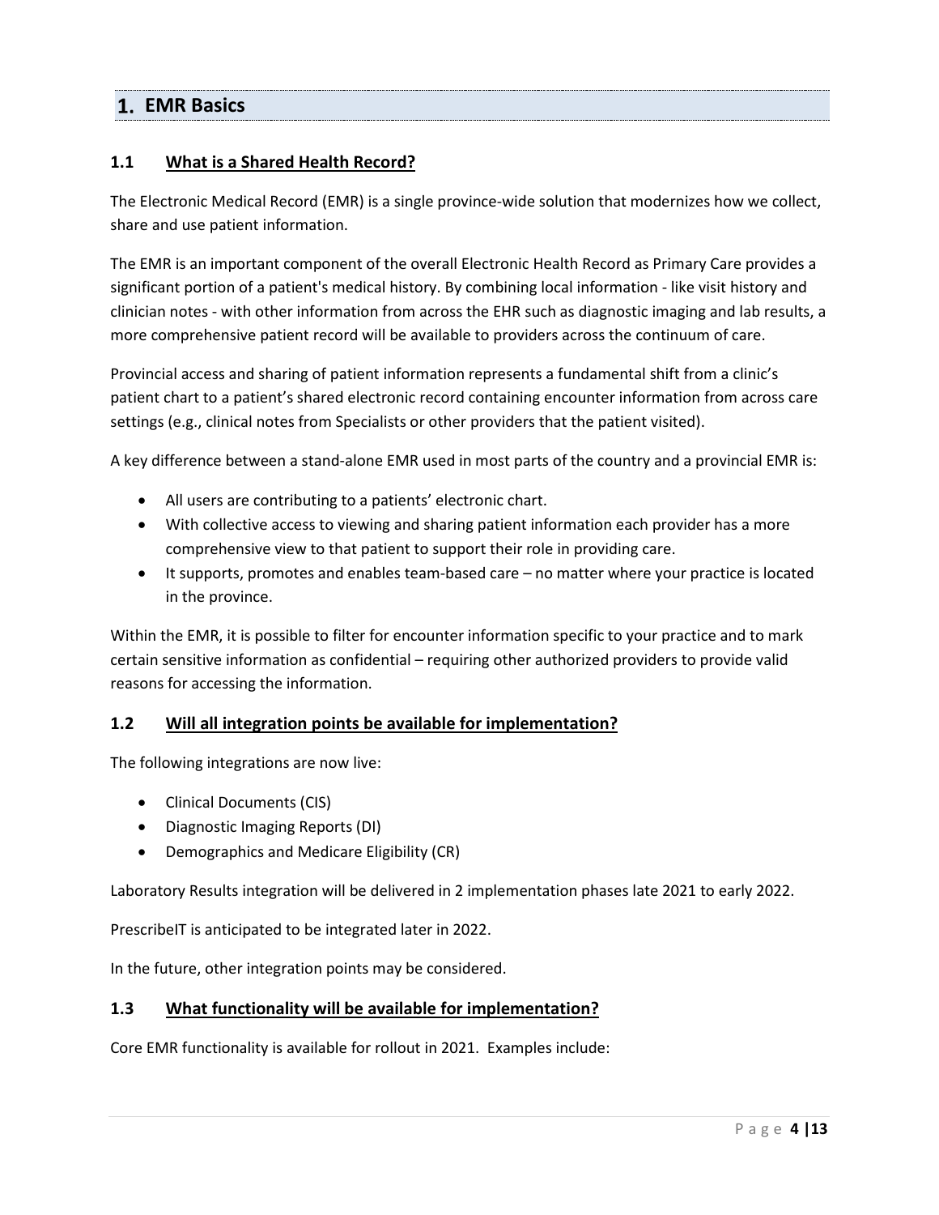# 1. EMR Basics

## 1.1 What is a Shared Health Record?

The Electronic Medical Record (EMR) is a single province-wide solution that modernizes how we collect, share and use patient information.

The EMR is an important component of the overall Electronic Health Record as Primary Care provides a significant portion of a patient's medical history. By combining local information - like visit history and clinician notes - with other information from across the EHR such as diagnostic imaging and lab results, a more comprehensive patient record will be available to providers across the continuum of care.

Provincial access and sharing of patient information represents a fundamental shift from a clinic's patient chart to a patient's shared electronic record containing encounter information from across care settings (e.g., clinical notes from Specialists or other providers that the patient visited).

A key difference between a stand-alone EMR used in most parts of the country and a provincial EMR is:

- All users are contributing to a patients' electronic chart.
- With collective access to viewing and sharing patient information each provider has a more comprehensive view to that patient to support their role in providing care.
- It supports, promotes and enables team-based care – no matter where your practice is located in the province.

Within the EMR, it is possible to filter for encounter information specific to your practice and to mark certain sensitive information as confidential – requiring other authorized providers to provide valid reasons for accessing the information.

## 1.2 Will all integration points be available for implementation?

The following integrations are now live:

- Clinical Documents (CIS)
- Diagnostic Imaging Reports (DI)
- Demographics and Medicare Eligibility (CR)

Laboratory Results integration will be delivered in 2 implementation phases late 2021 to early 2022.

PrescribeIT is anticipated to be integrated later in 2022.

In the future, other integration points may be considered.

## 1.3 What functionality will be available for implementation?

Core EMR functionality is available for rollout in 2021. Examples include: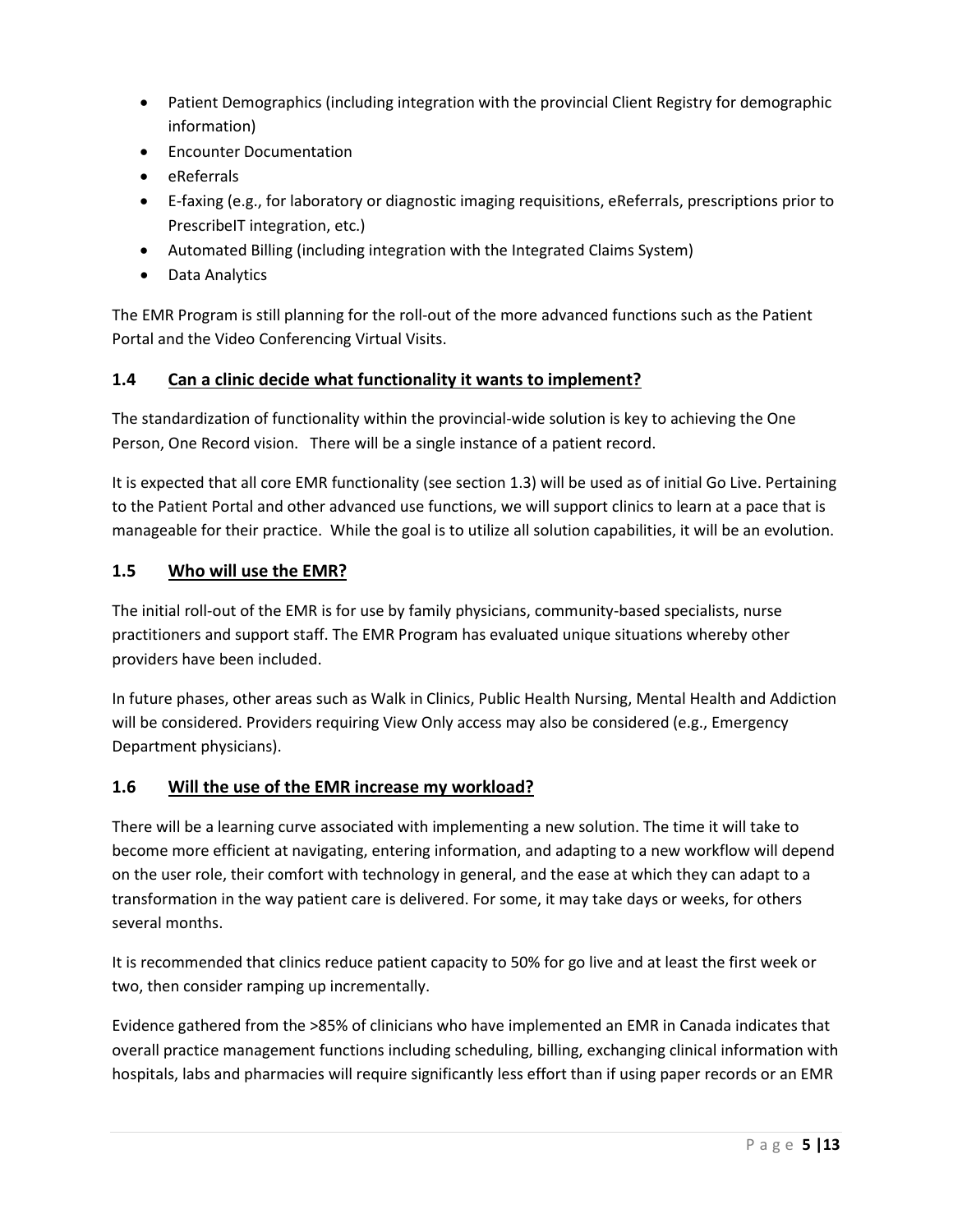- Patient Demographics (including integration with the provincial Client Registry for demographic information)
- Encounter Documentation
- eReferrals
- E-faxing (e.g., for laboratory or diagnostic imaging requisitions, eReferrals, prescriptions prior to PrescribeIT integration, etc.)
- Automated Billing (including integration with the Integrated Claims System)
- Data Analytics

The EMR Program is still planning for the roll-out of the more advanced functions such as the Patient Portal and the Video Conferencing Virtual Visits.

### 1.4 Can a clinic decide what functionality it wants to implement?

The standardization of functionality within the provincial-wide solution is key to achieving the One Person, One Record vision. There will be a single instance of a patient record.

It is expected that all core EMR functionality (see section 1.3) will be used as of initial Go Live. Pertaining to the Patient Portal and other advanced use functions, we will support clinics to learn at a pace that is manageable for their practice. While the goal is to utilize all solution capabilities, it will be an evolution.

### 1.5 Who will use the EMR?

The initial roll-out of the EMR is for use by family physicians, community-based specialists, nurse practitioners and support staff. The EMR Program has evaluated unique situations whereby other providers have been included.

In future phases, other areas such as Walk in Clinics, Public Health Nursing, Mental Health and Addiction will be considered. Providers requiring View Only access may also be considered (e.g., Emergency Department physicians).

### 1.6 Will the use of the EMR increase my workload?

There will be a learning curve associated with implementing a new solution. The time it will take to become more efficient at navigating, entering information, and adapting to a new workflow will depend on the user role, their comfort with technology in general, and the ease at which they can adapt to a transformation in the way patient care is delivered. For some, it may take days or weeks, for others several months.

It is recommended that clinics reduce patient capacity to 50% for go live and at least the first week or two, then consider ramping up incrementally.

Evidence gathered from the >85% of clinicians who have implemented an EMR in Canada indicates that overall practice management functions including scheduling, billing, exchanging clinical information with hospitals, labs and pharmacies will require significantly less effort than if using paper records or an EMR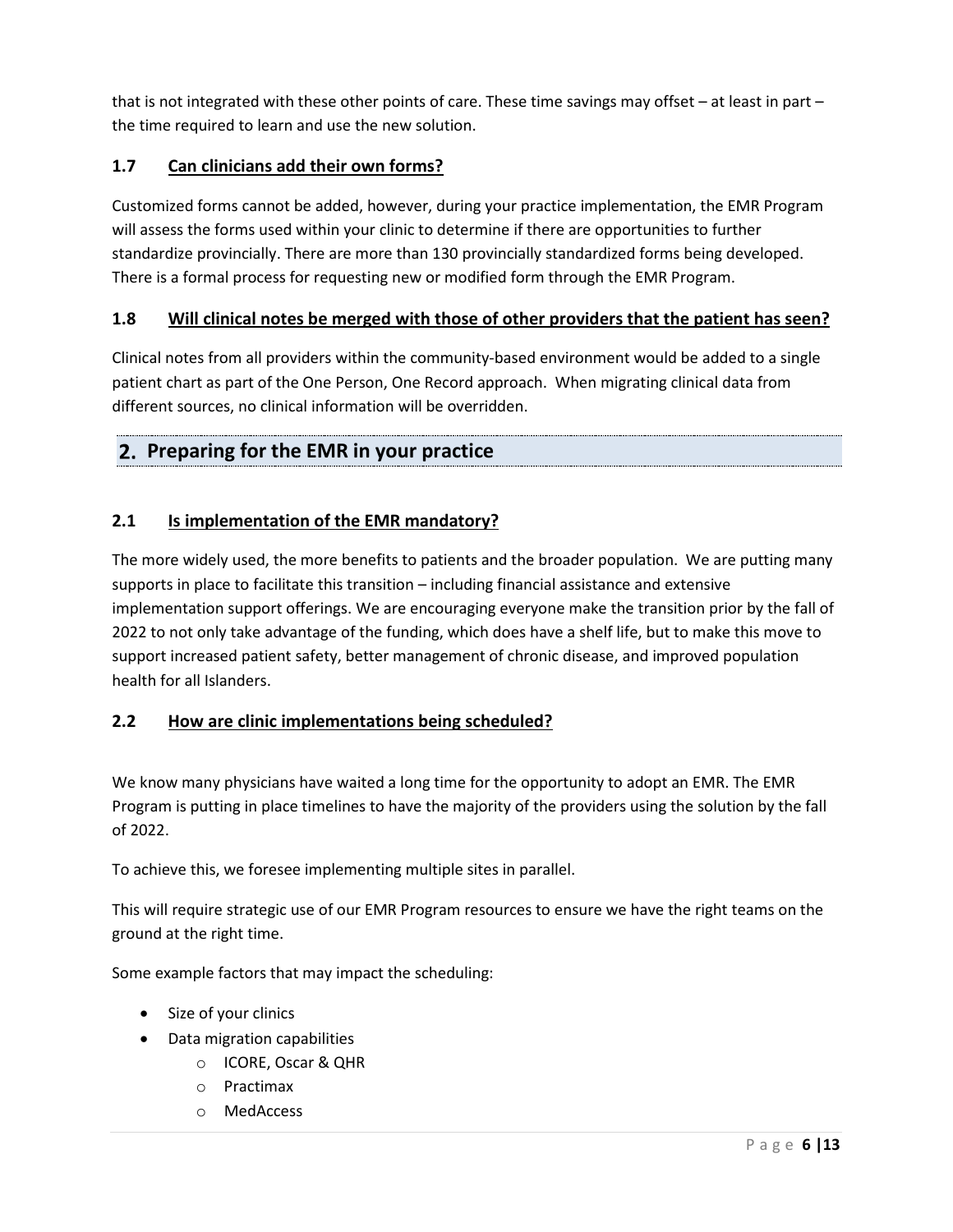that is not integrated with these other points of care. These time savings may offset – at least in part – the time required to learn and use the new solution.

### 1.7 Can clinicians add their own forms?

Customized forms cannot be added, however, during your practice implementation, the EMR Program will assess the forms used within your clinic to determine if there are opportunities to further standardize provincially. There are more than 130 provincially standardized forms being developed. There is a formal process for requesting new or modified form through the EMR Program.

### 1.8 Will clinical notes be merged with those of other providers that the patient has seen?

Clinical notes from all providers within the community-based environment would be added to a single patient chart as part of the One Person, One Record approach. When migrating clinical data from different sources, no clinical information will be overridden.

## 2. Preparing for the EMR in your practice

### 2.1 Is implementation of the EMR mandatory?

The more widely used, the more benefits to patients and the broader population. We are putting many supports in place to facilitate this transition – including financial assistance and extensive implementation support offerings. We are encouraging everyone make the transition prior by the fall of 2022 to not only take advantage of the funding, which does have a shelf life, but to make this move to support increased patient safety, better management of chronic disease, and improved population health for all Islanders.

### 2.2 How are clinic implementations being scheduled?

We know many physicians have waited a long time for the opportunity to adopt an EMR. The EMR Program is putting in place timelines to have the majority of the providers using the solution by the fall of 2022.

To achieve this, we foresee implementing multiple sites in parallel.

This will require strategic use of our EMR Program resources to ensure we have the right teams on the ground at the right time.

Some example factors that may impact the scheduling:

- Size of your clinics
- Data migration capabilities
  - ICORE, Oscar & QHR
  - Practimax
  - MedAccess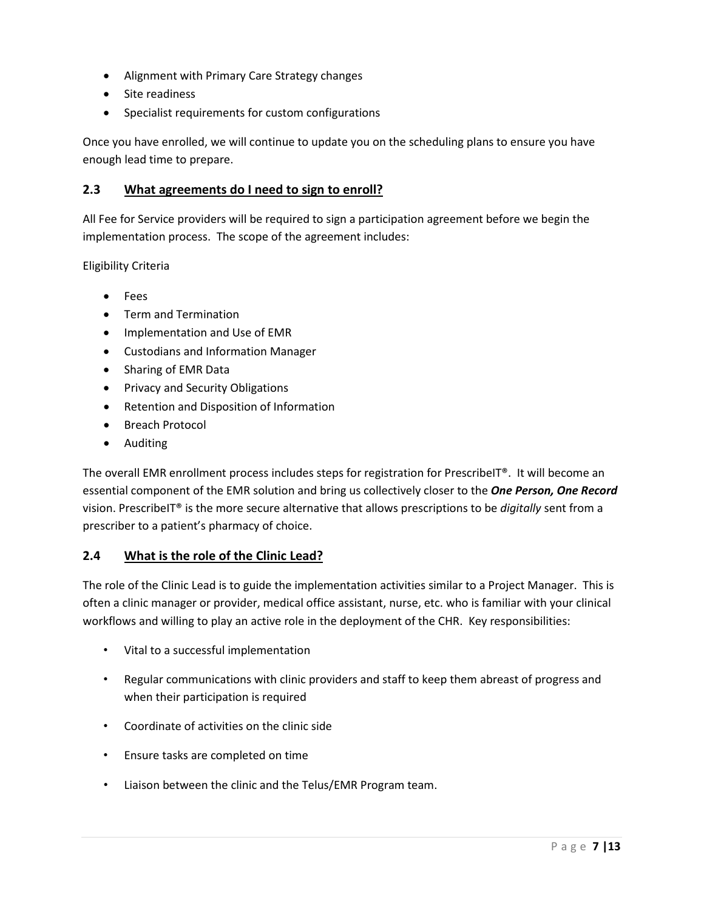- Alignment with Primary Care Strategy changes
- Site readiness
- Specialist requirements for custom configurations

Once you have enrolled, we will continue to update you on the scheduling plans to ensure you have enough lead time to prepare.

## 2.3 <u>What agreements do I need to sign to enroll?</u>

All Fee for Service providers will be required to sign a participation agreement before we begin the implementation process. The scope of the agreement includes:

Eligibility Criteria

- Fees
- Term and Termination
- Implementation and Use of EMR
- Custodians and Information Manager
- Sharing of EMR Data
- Privacy and Security Obligations
- Retention and Disposition of Information
- Breach Protocol
- Auditing

The overall EMR enrollment process includes steps for registration for PrescribeIT®. It will become an essential component of the EMR solution and bring us collectively closer to the ***One Person, One Record*** vision. PrescribeIT® is the more secure alternative that allows prescriptions to be *digitally* sent from a prescriber to a patient's pharmacy of choice.

## 2.4 <u>What is the role of the Clinic Lead?</u>

The role of the Clinic Lead is to guide the implementation activities similar to a Project Manager. This is often a clinic manager or provider, medical office assistant, nurse, etc. who is familiar with your clinical workflows and willing to play an active role in the deployment of the CHR. Key responsibilities:

- Vital to a successful implementation
- Regular communications with clinic providers and staff to keep them abreast of progress and when their participation is required
- Coordinate of activities on the clinic side
- Ensure tasks are completed on time
- Liaison between the clinic and the Telus/EMR Program team.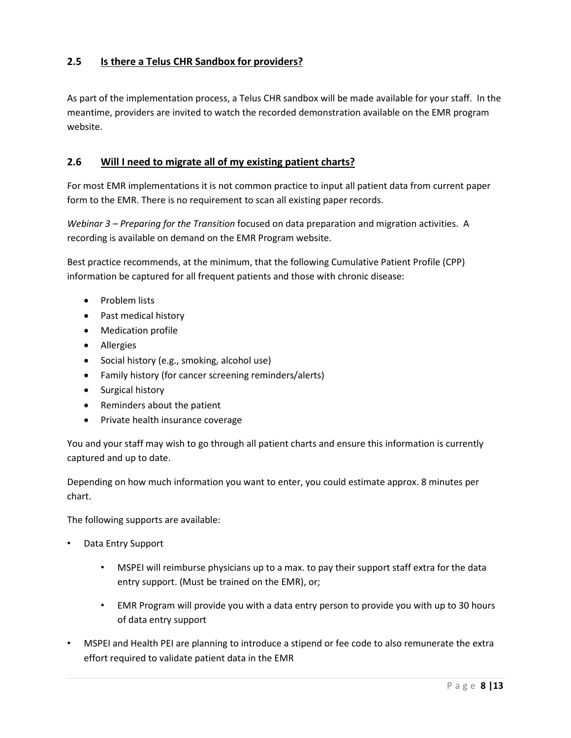## 2.5 Is there a Telus CHR Sandbox for providers?

As part of the implementation process, a Telus CHR sandbox will be made available for your staff. In the meantime, providers are invited to watch the recorded demonstration available on the EMR program website.

## 2.6 Will I need to migrate all of my existing patient charts?

For most EMR implementations it is not common practice to input all patient data from current paper form to the EMR. There is no requirement to scan all existing paper records.

*Webinar 3 – Preparing for the Transition* focused on data preparation and migration activities. A recording is available on demand on the EMR Program website.

Best practice recommends, at the minimum, that the following Cumulative Patient Profile (CPP) information be captured for all frequent patients and those with chronic disease:

- Problem lists
- Past medical history
- Medication profile
- Allergies
- Social history (e.g., smoking, alcohol use)
- Family history (for cancer screening reminders/alerts)
- Surgical history
- Reminders about the patient
- Private health insurance coverage

You and your staff may wish to go through all patient charts and ensure this information is currently captured and up to date.

Depending on how much information you want to enter, you could estimate approx. 8 minutes per chart.

The following supports are available:

- Data Entry Support
    - MSPEI will reimburse physicians up to a max. to pay their support staff extra for the data entry support. (Must be trained on the EMR), or;
    - EMR Program will provide you with a data entry person to provide you with up to 30 hours of data entry support
- MSPEI and Health PEI are planning to introduce a stipend or fee code to also remunerate the extra effort required to validate patient data in the EMR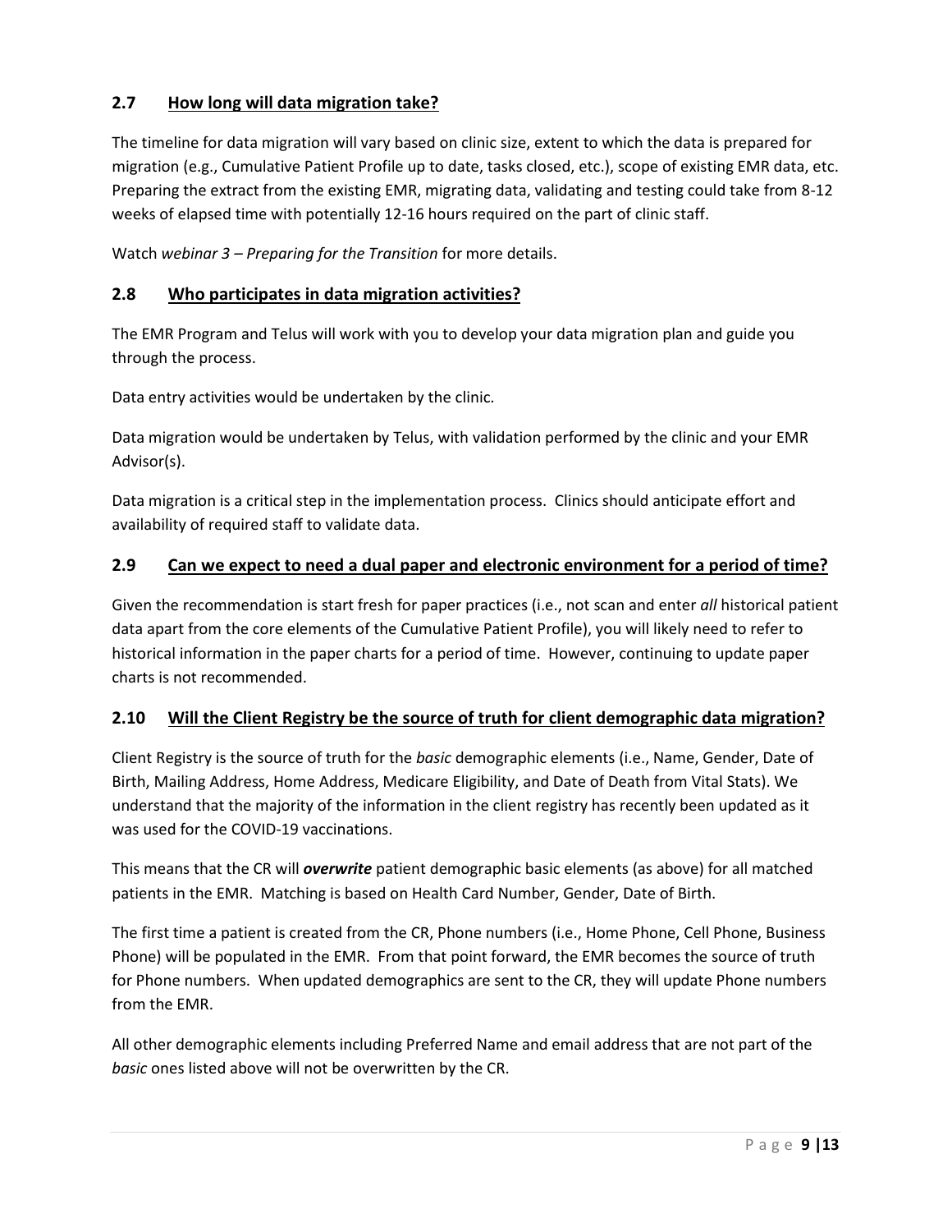## 2.7 How long will data migration take?

The timeline for data migration will vary based on clinic size, extent to which the data is prepared for migration (e.g., Cumulative Patient Profile up to date, tasks closed, etc.), scope of existing EMR data, etc. Preparing the extract from the existing EMR, migrating data, validating and testing could take from 8-12 weeks of elapsed time with potentially 12-16 hours required on the part of clinic staff.

Watch *webinar 3 – Preparing for the Transition* for more details.

## 2.8 Who participates in data migration activities?

The EMR Program and Telus will work with you to develop your data migration plan and guide you through the process.

Data entry activities would be undertaken by the clinic.

Data migration would be undertaken by Telus, with validation performed by the clinic and your EMR Advisor(s).

Data migration is a critical step in the implementation process. Clinics should anticipate effort and availability of required staff to validate data.

## 2.9 Can we expect to need a dual paper and electronic environment for a period of time?

Given the recommendation is start fresh for paper practices (i.e., not scan and enter *all* historical patient data apart from the core elements of the Cumulative Patient Profile), you will likely need to refer to historical information in the paper charts for a period of time. However, continuing to update paper charts is not recommended.

## 2.10 Will the Client Registry be the source of truth for client demographic data migration?

Client Registry is the source of truth for the *basic* demographic elements (i.e., Name, Gender, Date of Birth, Mailing Address, Home Address, Medicare Eligibility, and Date of Death from Vital Stats). We understand that the majority of the information in the client registry has recently been updated as it was used for the COVID-19 vaccinations.

This means that the CR will ***overwrite*** patient demographic basic elements (as above) for all matched patients in the EMR. Matching is based on Health Card Number, Gender, Date of Birth.

The first time a patient is created from the CR, Phone numbers (i.e., Home Phone, Cell Phone, Business Phone) will be populated in the EMR. From that point forward, the EMR becomes the source of truth for Phone numbers. When updated demographics are sent to the CR, they will update Phone numbers from the EMR.

All other demographic elements including Preferred Name and email address that are not part of the *basic* ones listed above will not be overwritten by the CR.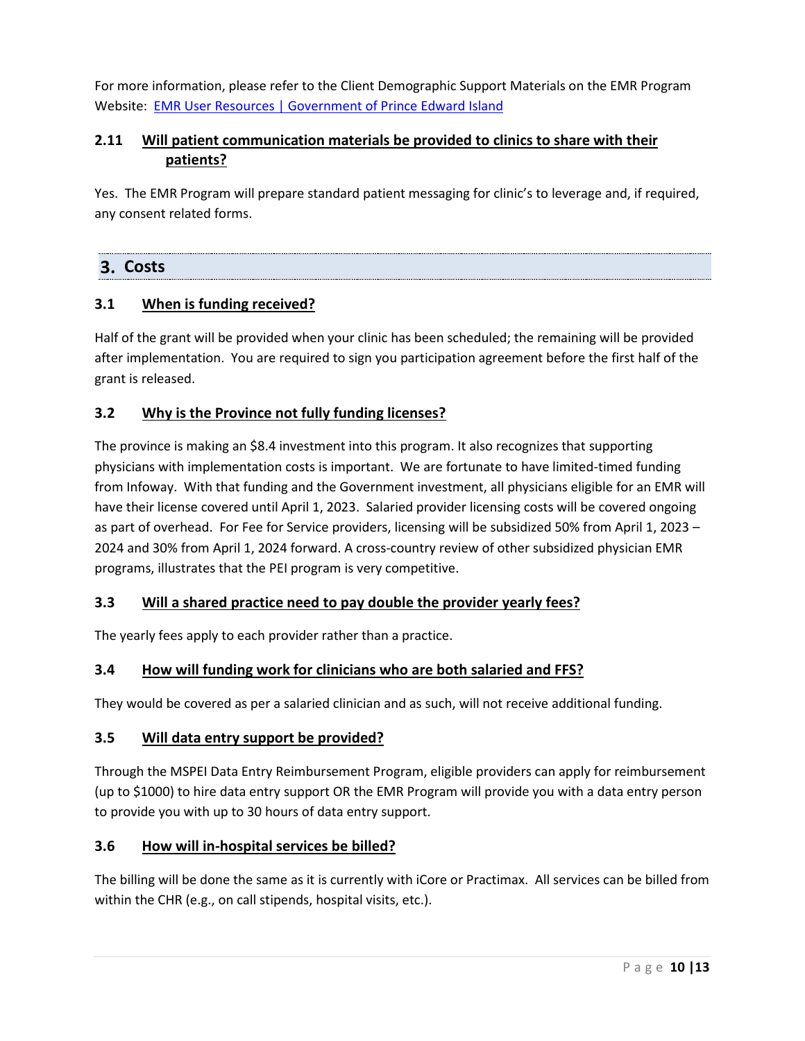For more information, please refer to the Client Demographic Support Materials on the EMR Program Website: [EMR User Resources | Government of Prince Edward Island]

### 2.11 Will patient communication materials be provided to clinics to share with their patients?

Yes. The EMR Program will prepare standard patient messaging for clinic's to leverage and, if required, any consent related forms.

## 3. Costs

### 3.1 When is funding received?

Half of the grant will be provided when your clinic has been scheduled; the remaining will be provided after implementation. You are required to sign you participation agreement before the first half of the grant is released.

### 3.2 Why is the Province not fully funding licenses?

The province is making an $8.4 investment into this program. It also recognizes that supporting physicians with implementation costs is important. We are fortunate to have limited-timed funding from Infoway. With that funding and the Government investment, all physicians eligible for an EMR will have their license covered until April 1, 2023. Salaried provider licensing costs will be covered ongoing as part of overhead. For Fee for Service providers, licensing will be subsidized 50% from April 1, 2023 – 2024 and 30% from April 1, 2024 forward. A cross-country review of other subsidized physician EMR programs, illustrates that the PEI program is very competitive.

### 3.3 Will a shared practice need to pay double the provider yearly fees?

The yearly fees apply to each provider rather than a practice.

### 3.4 How will funding work for clinicians who are both salaried and FFS?

They would be covered as per a salaried clinician and as such, will not receive additional funding.

### 3.5 Will data entry support be provided?

Through the MSPEI Data Entry Reimbursement Program, eligible providers can apply for reimbursement (up to $1000) to hire data entry support OR the EMR Program will provide you with a data entry person to provide you with up to 30 hours of data entry support.

### 3.6 How will in-hospital services be billed?

The billing will be done the same as it is currently with iCore or Practimax. All services can be billed from within the CHR (e.g., on call stipends, hospital visits, etc.).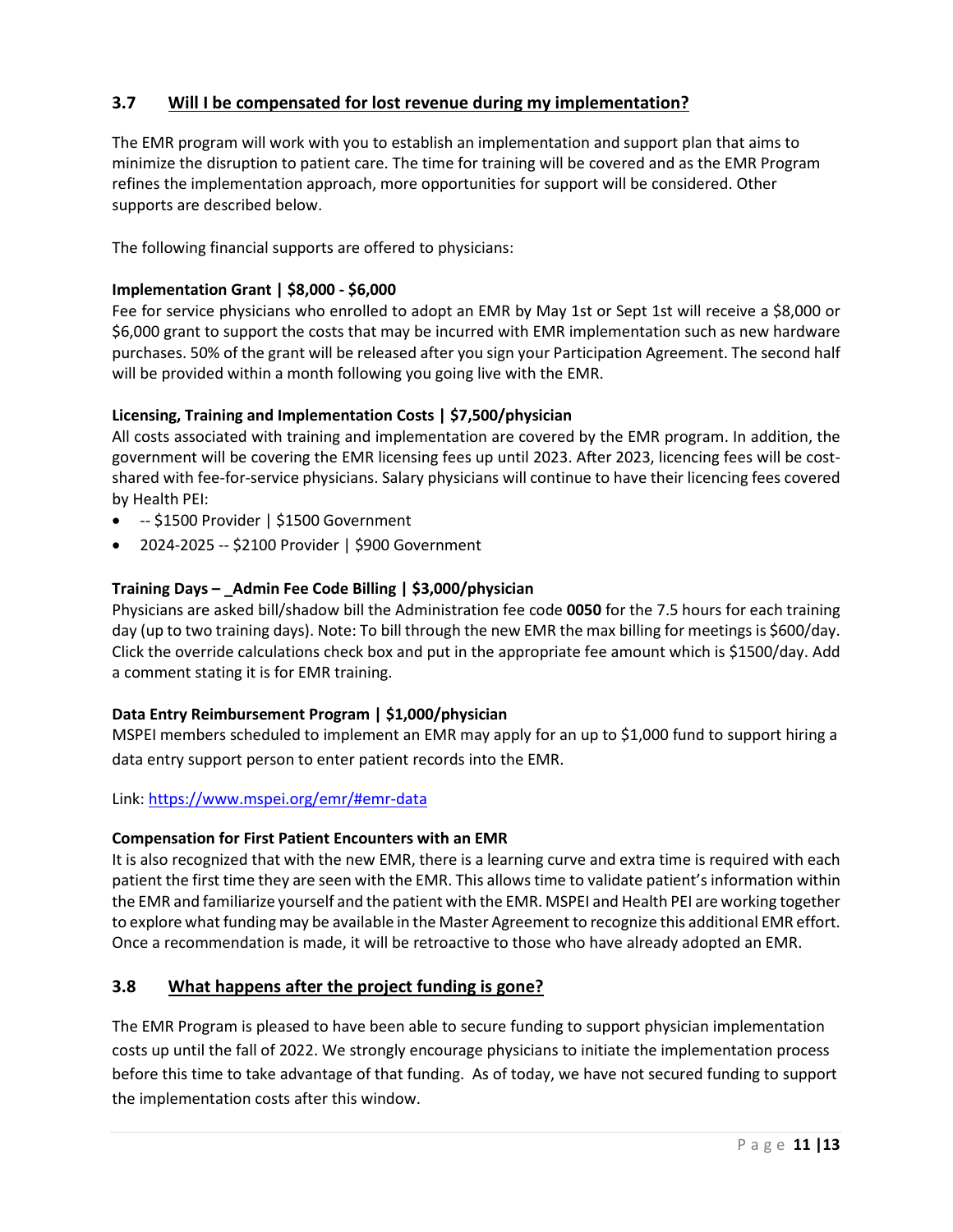## 3.7 Will I be compensated for lost revenue during my implementation?

The EMR program will work with you to establish an implementation and support plan that aims to minimize the disruption to patient care. The time for training will be covered and as the EMR Program refines the implementation approach, more opportunities for support will be considered. Other supports are described below.

The following financial supports are offered to physicians:

**Implementation Grant | $8,000 - $6,000**
Fee for service physicians who enrolled to adopt an EMR by May 1st or Sept 1st will receive a $8,000 or $6,000 grant to support the costs that may be incurred with EMR implementation such as new hardware purchases. 50% of the grant will be released after you sign your Participation Agreement. The second half will be provided within a month following you going live with the EMR.

**Licensing, Training and Implementation Costs | $7,500/physician**
All costs associated with training and implementation are covered by the EMR program. In addition, the government will be covering the EMR licensing fees up until 2023. After 2023, licencing fees will be cost-shared with fee-for-service physicians. Salary physicians will continue to have their licencing fees covered by Health PEI:

- -- $1500 Provider | $1500 Government
- 2024-2025 -- $2100 Provider | $900 Government

**Training Days – _Admin Fee Code Billing | $3,000/physician**
Physicians are asked bill/shadow bill the Administration fee code **0050** for the 7.5 hours for each training day (up to two training days). Note: To bill through the new EMR the max billing for meetings is $600/day. Click the override calculations check box and put in the appropriate fee amount which is $1500/day. Add a comment stating it is for EMR training.

**Data Entry Reimbursement Program | $1,000/physician**
MSPEI members scheduled to implement an EMR may apply for an up to $1,000 fund to support hiring a data entry support person to enter patient records into the EMR.

Link: https://www.mspei.org/emr/#emr-data

**Compensation for First Patient Encounters with an EMR**
It is also recognized that with the new EMR, there is a learning curve and extra time is required with each patient the first time they are seen with the EMR. This allows time to validate patient's information within the EMR and familiarize yourself and the patient with the EMR. MSPEI and Health PEI are working together to explore what funding may be available in the Master Agreement to recognize this additional EMR effort. Once a recommendation is made, it will be retroactive to those who have already adopted an EMR.

## 3.8 What happens after the project funding is gone?

The EMR Program is pleased to have been able to secure funding to support physician implementation costs up until the fall of 2022. We strongly encourage physicians to initiate the implementation process before this time to take advantage of that funding. As of today, we have not secured funding to support the implementation costs after this window.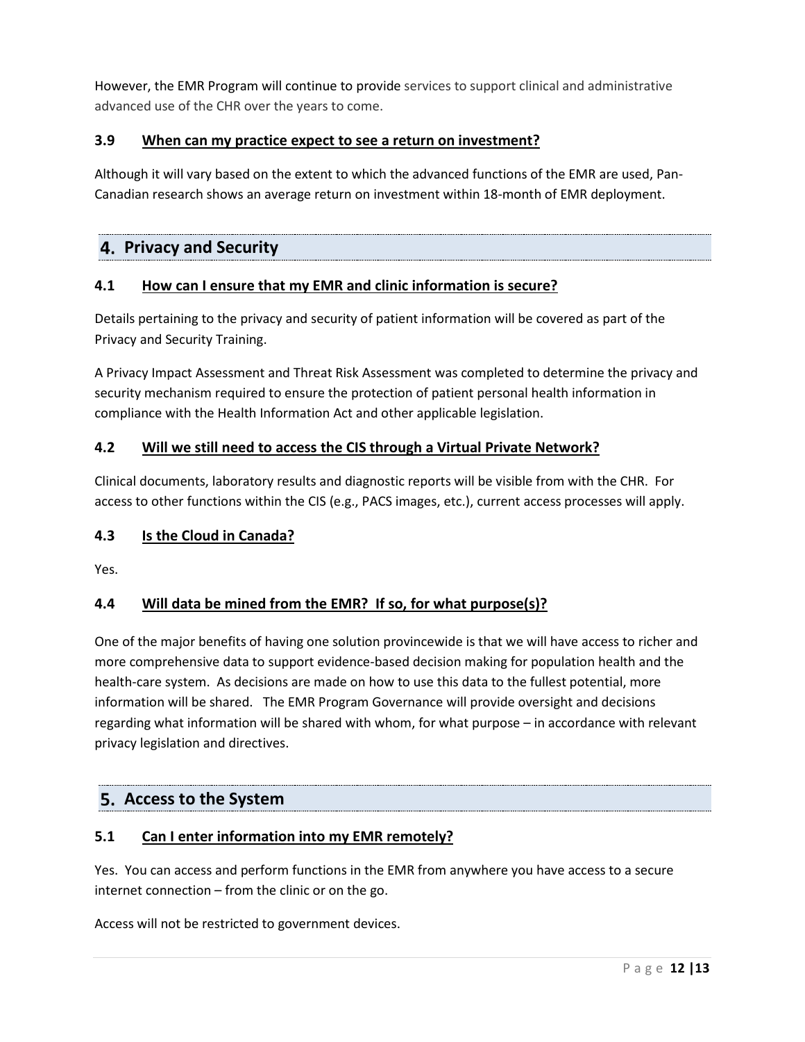However, the EMR Program will continue to provide services to support clinical and administrative advanced use of the CHR over the years to come.

### 3.9 When can my practice expect to see a return on investment?

Although it will vary based on the extent to which the advanced functions of the EMR are used, Pan-Canadian research shows an average return on investment within 18-month of EMR deployment.

## 4. Privacy and Security

### 4.1 How can I ensure that my EMR and clinic information is secure?

Details pertaining to the privacy and security of patient information will be covered as part of the Privacy and Security Training.

A Privacy Impact Assessment and Threat Risk Assessment was completed to determine the privacy and security mechanism required to ensure the protection of patient personal health information in compliance with the Health Information Act and other applicable legislation.

### 4.2 Will we still need to access the CIS through a Virtual Private Network?

Clinical documents, laboratory results and diagnostic reports will be visible from with the CHR. For access to other functions within the CIS (e.g., PACS images, etc.), current access processes will apply.

### 4.3 Is the Cloud in Canada?

Yes.

### 4.4 Will data be mined from the EMR? If so, for what purpose(s)?

One of the major benefits of having one solution provincewide is that we will have access to richer and more comprehensive data to support evidence-based decision making for population health and the health-care system. As decisions are made on how to use this data to the fullest potential, more information will be shared. The EMR Program Governance will provide oversight and decisions regarding what information will be shared with whom, for what purpose – in accordance with relevant privacy legislation and directives.

## 5. Access to the System

### 5.1 Can I enter information into my EMR remotely?

Yes. You can access and perform functions in the EMR from anywhere you have access to a secure internet connection – from the clinic or on the go.

Access will not be restricted to government devices.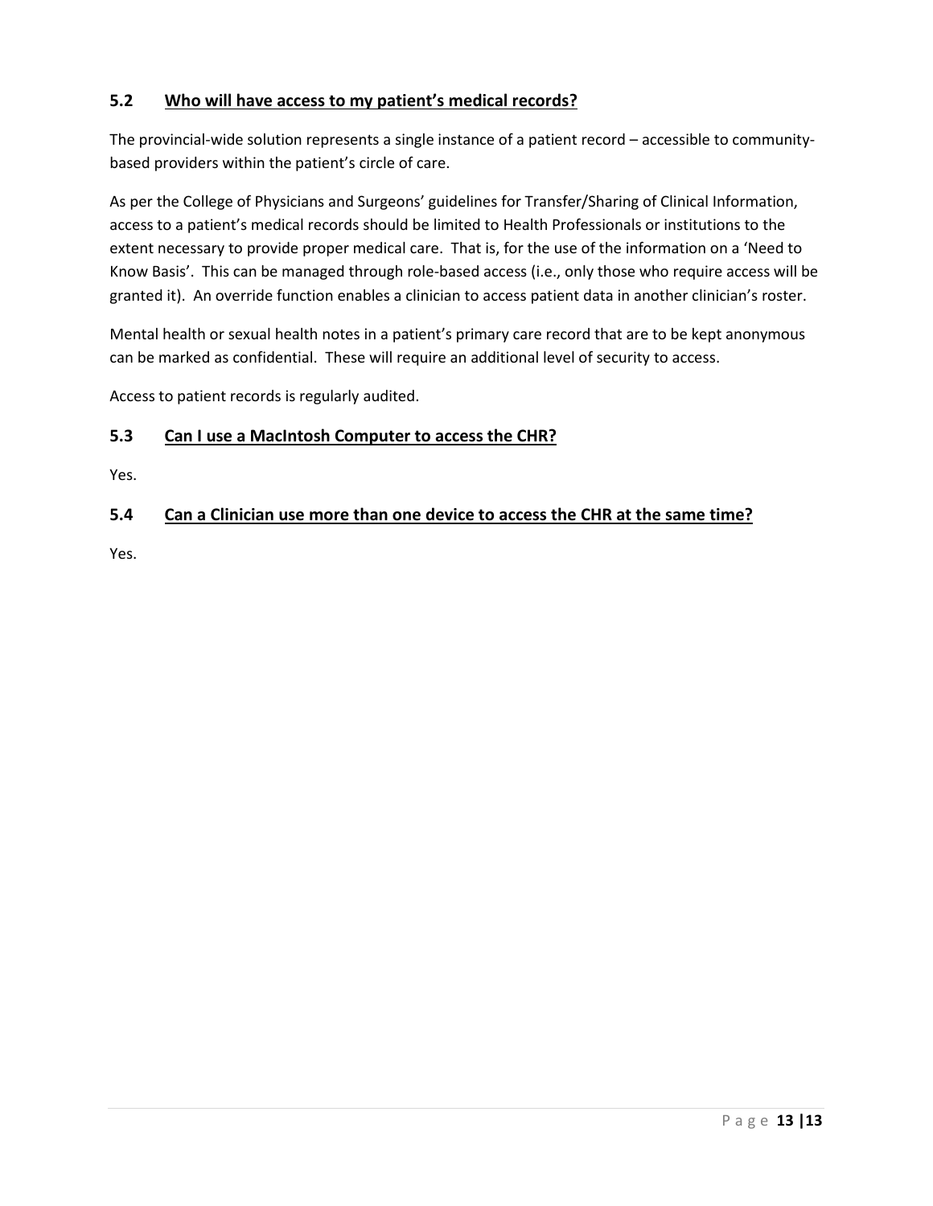### 5.2 Who will have access to my patient's medical records?

The provincial-wide solution represents a single instance of a patient record – accessible to community-based providers within the patient's circle of care.

As per the College of Physicians and Surgeons' guidelines for Transfer/Sharing of Clinical Information, access to a patient's medical records should be limited to Health Professionals or institutions to the extent necessary to provide proper medical care. That is, for the use of the information on a 'Need to Know Basis'. This can be managed through role-based access (i.e., only those who require access will be granted it). An override function enables a clinician to access patient data in another clinician's roster.

Mental health or sexual health notes in a patient's primary care record that are to be kept anonymous can be marked as confidential. These will require an additional level of security to access.

Access to patient records is regularly audited.

### 5.3 Can I use a MacIntosh Computer to access the CHR?

Yes.

### 5.4 Can a Clinician use more than one device to access the CHR at the same time?

Yes.